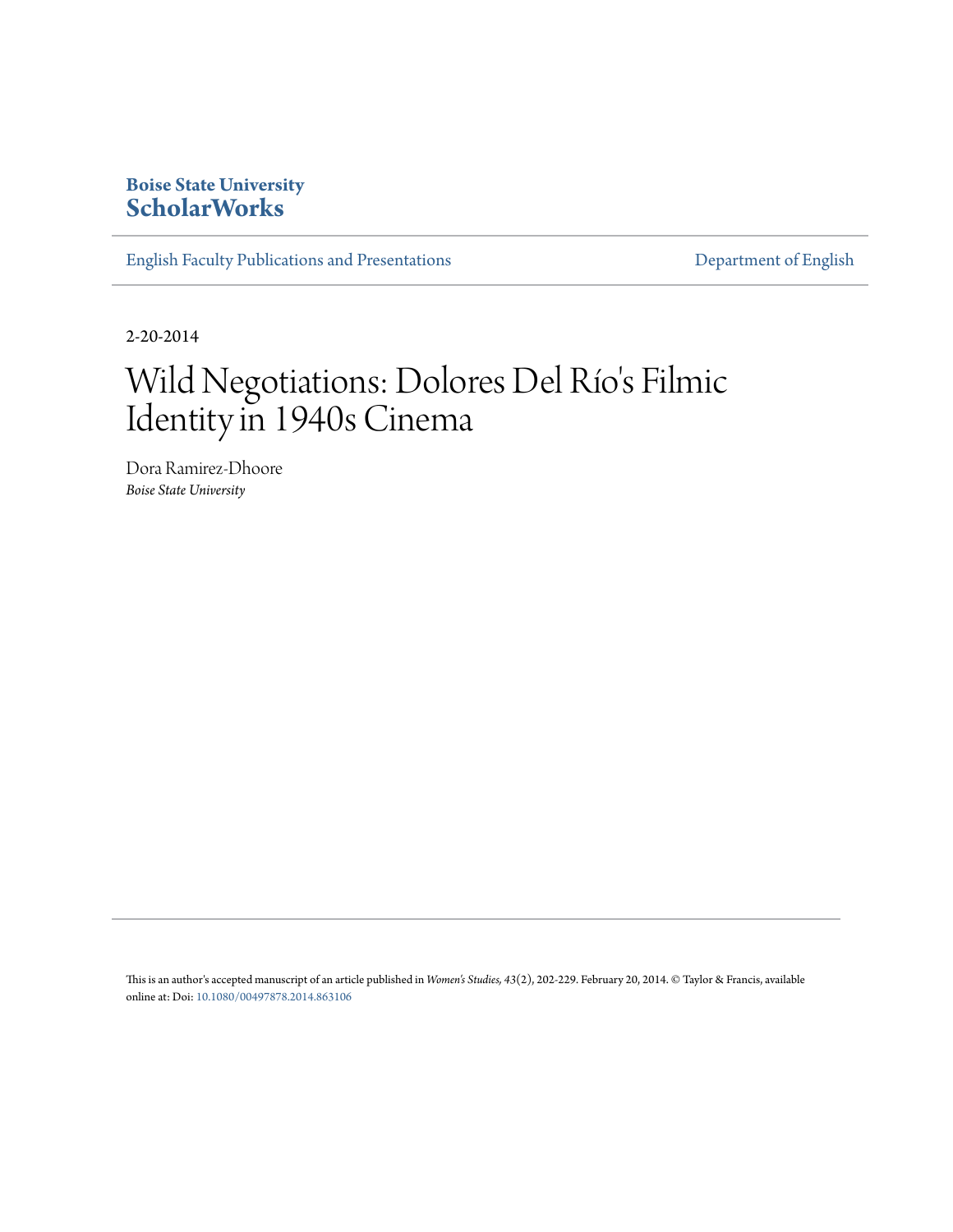**Boise State University**
**ScholarWorks**

English Faculty Publications and Presentations | Department of English

2-20-2014

# Wild Negotiations: Dolores Del Río's Filmic Identity in 1940s Cinema

Dora Ramirez-Dhoore
*Boise State University*

This is an author's accepted manuscript of an article published in *Women's Studies, 43*(2), 202-229. February 20, 2014. © Taylor & Francis, available online at: Doi: 10.1080/00497878.2014.863106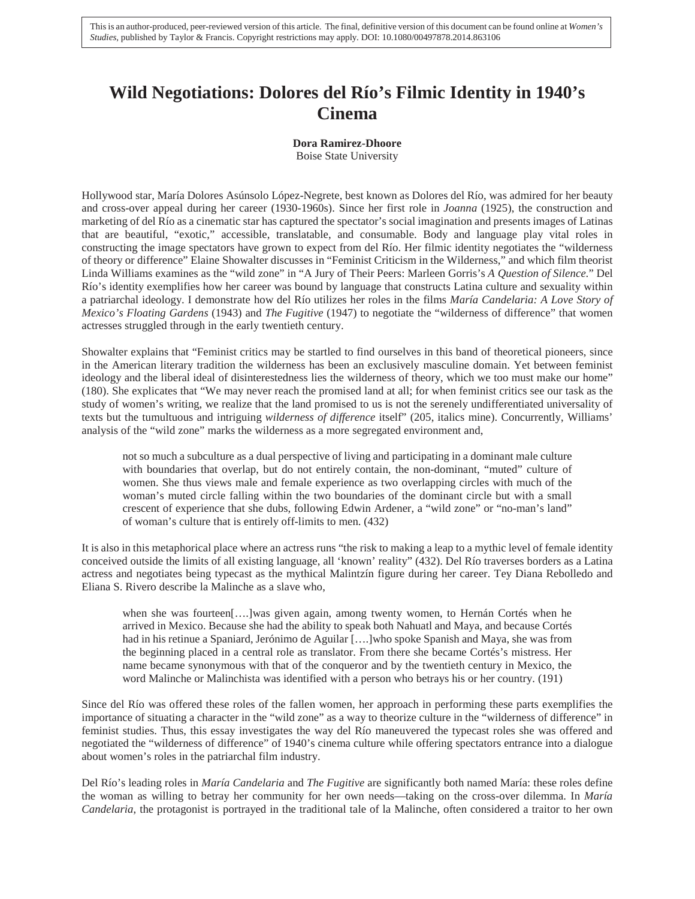This is an author-produced, peer-reviewed version of this article. The final, definitive version of this document can be found online at *Women's Studies*, published by Taylor & Francis. Copyright restrictions may apply. DOI: 10.1080/00497878.2014.863106

# Wild Negotiations: Dolores del Río's Filmic Identity in 1940's Cinema

**Dora Ramirez-Dhoore**
Boise State University

Hollywood star, María Dolores Asúnsolo López-Negrete, best known as Dolores del Río, was admired for her beauty and cross-over appeal during her career (1930-1960s). Since her first role in *Joanna* (1925), the construction and marketing of del Río as a cinematic star has captured the spectator's social imagination and presents images of Latinas that are beautiful, "exotic," accessible, translatable, and consumable. Body and language play vital roles in constructing the image spectators have grown to expect from del Río. Her filmic identity negotiates the "wilderness of theory or difference" Elaine Showalter discusses in "Feminist Criticism in the Wilderness," and which film theorist Linda Williams examines as the "wild zone" in "A Jury of Their Peers: Marleen Gorris's *A Question of Silence*." Del Río's identity exemplifies how her career was bound by language that constructs Latina culture and sexuality within a patriarchal ideology. I demonstrate how del Río utilizes her roles in the films *María Candelaria: A Love Story of Mexico's Floating Gardens* (1943) and *The Fugitive* (1947) to negotiate the "wilderness of difference" that women actresses struggled through in the early twentieth century.

Showalter explains that "Feminist critics may be startled to find ourselves in this band of theoretical pioneers, since in the American literary tradition the wilderness has been an exclusively masculine domain. Yet between feminist ideology and the liberal ideal of disinterestedness lies the wilderness of theory, which we too must make our home" (180). She explicates that "We may never reach the promised land at all; for when feminist critics see our task as the study of women's writing, we realize that the land promised to us is not the serenely undifferentiated universality of texts but the tumultuous and intriguing *wilderness of difference* itself" (205, italics mine). Concurrently, Williams' analysis of the "wild zone" marks the wilderness as a more segregated environment and,

> not so much a subculture as a dual perspective of living and participating in a dominant male culture with boundaries that overlap, but do not entirely contain, the non-dominant, "muted" culture of women. She thus views male and female experience as two overlapping circles with much of the woman's muted circle falling within the two boundaries of the dominant circle but with a small crescent of experience that she dubs, following Edwin Ardener, a "wild zone" or "no-man's land" of woman's culture that is entirely off-limits to men. (432)

It is also in this metaphorical place where an actress runs "the risk to making a leap to a mythic level of female identity conceived outside the limits of all existing language, all 'known' reality" (432). Del Río traverses borders as a Latina actress and negotiates being typecast as the mythical Malintzín figure during her career. Tey Diana Rebolledo and Eliana S. Rivero describe la Malinche as a slave who,

> when she was fourteen[….]was given again, among twenty women, to Hernán Cortés when he arrived in Mexico. Because she had the ability to speak both Nahuatl and Maya, and because Cortés had in his retinue a Spaniard, Jerónimo de Aguilar [….]who spoke Spanish and Maya, she was from the beginning placed in a central role as translator. From there she became Cortés's mistress. Her name became synonymous with that of the conqueror and by the twentieth century in Mexico, the word Malinche or Malinchista was identified with a person who betrays his or her country. (191)

Since del Río was offered these roles of the fallen women, her approach in performing these parts exemplifies the importance of situating a character in the "wild zone" as a way to theorize culture in the "wilderness of difference" in feminist studies. Thus, this essay investigates the way del Río maneuvered the typecast roles she was offered and negotiated the "wilderness of difference" of 1940's cinema culture while offering spectators entrance into a dialogue about women's roles in the patriarchal film industry.

Del Río's leading roles in *María Candelaria* and *The Fugitive* are significantly both named María: these roles define the woman as willing to betray her community for her own needs—taking on the cross-over dilemma. In *María Candelaria*, the protagonist is portrayed in the traditional tale of la Malinche, often considered a traitor to her own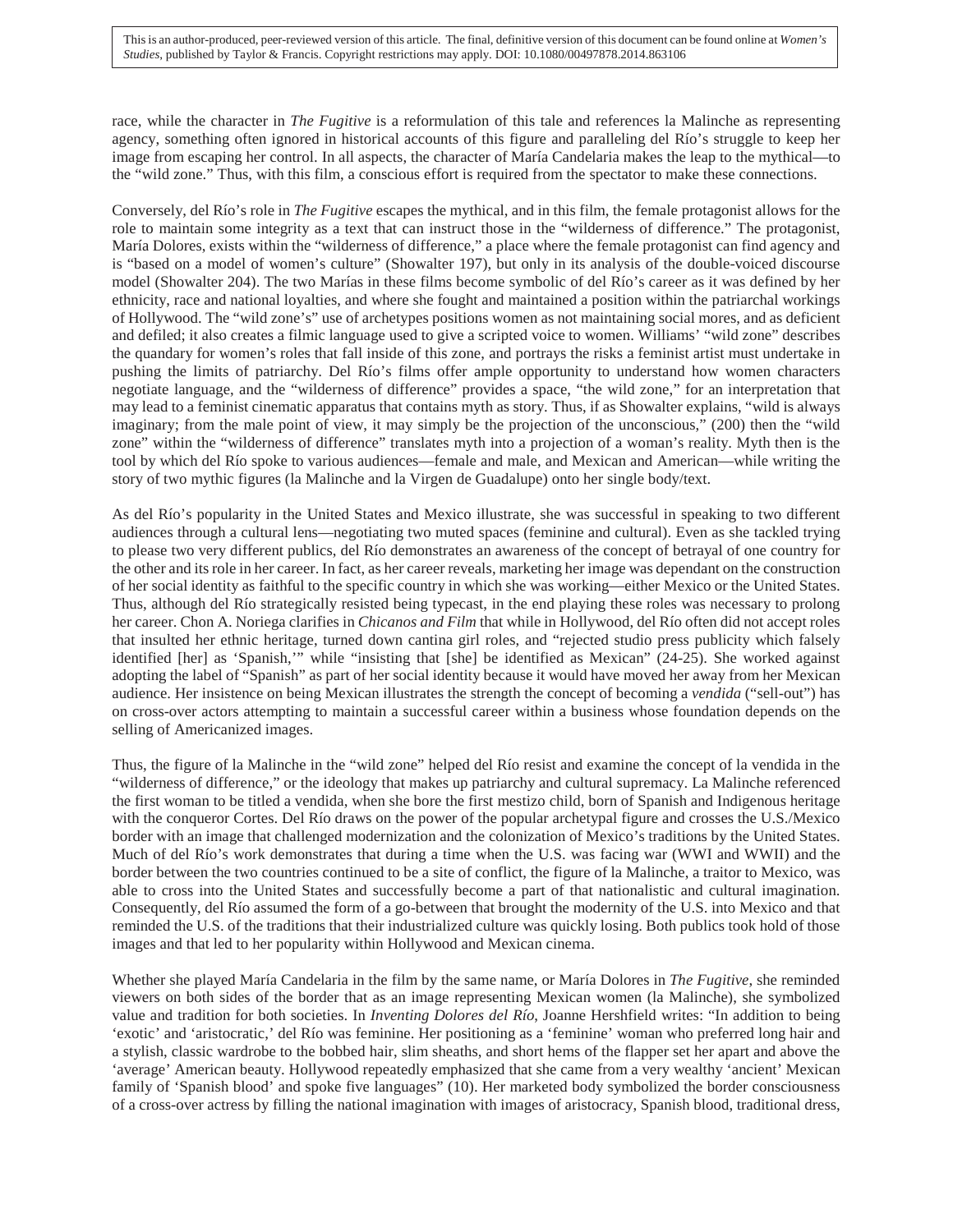race, while the character in *The Fugitive* is a reformulation of this tale and references la Malinche as representing agency, something often ignored in historical accounts of this figure and paralleling del Río's struggle to keep her image from escaping her control. In all aspects, the character of María Candelaria makes the leap to the mythical—to the "wild zone." Thus, with this film, a conscious effort is required from the spectator to make these connections.

Conversely, del Río's role in *The Fugitive* escapes the mythical, and in this film, the female protagonist allows for the role to maintain some integrity as a text that can instruct those in the "wilderness of difference." The protagonist, María Dolores, exists within the "wilderness of difference," a place where the female protagonist can find agency and is "based on a model of women's culture" (Showalter 197), but only in its analysis of the double-voiced discourse model (Showalter 204). The two Marías in these films become symbolic of del Río's career as it was defined by her ethnicity, race and national loyalties, and where she fought and maintained a position within the patriarchal workings of Hollywood. The "wild zone's" use of archetypes positions women as not maintaining social mores, and as deficient and defiled; it also creates a filmic language used to give a scripted voice to women. Williams' "wild zone" describes the quandary for women's roles that fall inside of this zone, and portrays the risks a feminist artist must undertake in pushing the limits of patriarchy. Del Río's films offer ample opportunity to understand how women characters negotiate language, and the "wilderness of difference" provides a space, "the wild zone," for an interpretation that may lead to a feminist cinematic apparatus that contains myth as story. Thus, if as Showalter explains, "wild is always imaginary; from the male point of view, it may simply be the projection of the unconscious," (200) then the "wild zone" within the "wilderness of difference" translates myth into a projection of a woman's reality. Myth then is the tool by which del Río spoke to various audiences—female and male, and Mexican and American—while writing the story of two mythic figures (la Malinche and la Virgen de Guadalupe) onto her single body/text.

As del Río's popularity in the United States and Mexico illustrate, she was successful in speaking to two different audiences through a cultural lens—negotiating two muted spaces (feminine and cultural). Even as she tackled trying to please two very different publics, del Río demonstrates an awareness of the concept of betrayal of one country for the other and its role in her career. In fact, as her career reveals, marketing her image was dependant on the construction of her social identity as faithful to the specific country in which she was working—either Mexico or the United States. Thus, although del Río strategically resisted being typecast, in the end playing these roles was necessary to prolong her career. Chon A. Noriega clarifies in *Chicanos and Film* that while in Hollywood, del Río often did not accept roles that insulted her ethnic heritage, turned down cantina girl roles, and "rejected studio press publicity which falsely identified [her] as 'Spanish,'" while "insisting that [she] be identified as Mexican" (24-25). She worked against adopting the label of "Spanish" as part of her social identity because it would have moved her away from her Mexican audience. Her insistence on being Mexican illustrates the strength the concept of becoming a *vendida* ("sell-out") has on cross-over actors attempting to maintain a successful career within a business whose foundation depends on the selling of Americanized images.

Thus, the figure of la Malinche in the "wild zone" helped del Río resist and examine the concept of la vendida in the "wilderness of difference," or the ideology that makes up patriarchy and cultural supremacy. La Malinche referenced the first woman to be titled a vendida, when she bore the first mestizo child, born of Spanish and Indigenous heritage with the conqueror Cortes. Del Río draws on the power of the popular archetypal figure and crosses the U.S./Mexico border with an image that challenged modernization and the colonization of Mexico's traditions by the United States. Much of del Río's work demonstrates that during a time when the U.S. was facing war (WWI and WWII) and the border between the two countries continued to be a site of conflict, the figure of la Malinche, a traitor to Mexico, was able to cross into the United States and successfully become a part of that nationalistic and cultural imagination. Consequently, del Río assumed the form of a go-between that brought the modernity of the U.S. into Mexico and that reminded the U.S. of the traditions that their industrialized culture was quickly losing. Both publics took hold of those images and that led to her popularity within Hollywood and Mexican cinema.

Whether she played María Candelaria in the film by the same name, or María Dolores in *The Fugitive*, she reminded viewers on both sides of the border that as an image representing Mexican women (la Malinche), she symbolized value and tradition for both societies. In *Inventing Dolores del Río*, Joanne Hershfield writes: "In addition to being 'exotic' and 'aristocratic,' del Río was feminine. Her positioning as a 'feminine' woman who preferred long hair and a stylish, classic wardrobe to the bobbed hair, slim sheaths, and short hems of the flapper set her apart and above the 'average' American beauty. Hollywood repeatedly emphasized that she came from a very wealthy 'ancient' Mexican family of 'Spanish blood' and spoke five languages" (10). Her marketed body symbolized the border consciousness of a cross-over actress by filling the national imagination with images of aristocracy, Spanish blood, traditional dress,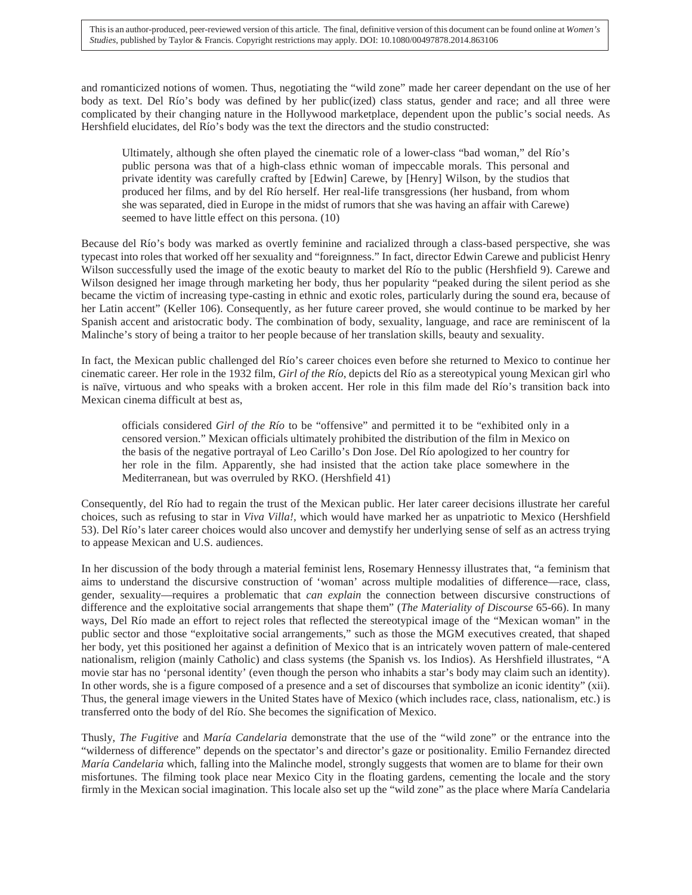and romanticized notions of women. Thus, negotiating the "wild zone" made her career dependant on the use of her body as text. Del Río's body was defined by her public(ized) class status, gender and race; and all three were complicated by their changing nature in the Hollywood marketplace, dependent upon the public's social needs. As Hershfield elucidates, del Río's body was the text the directors and the studio constructed:

> Ultimately, although she often played the cinematic role of a lower-class "bad woman," del Río's public persona was that of a high-class ethnic woman of impeccable morals. This personal and private identity was carefully crafted by [Edwin] Carewe, by [Henry] Wilson, by the studios that produced her films, and by del Río herself. Her real-life transgressions (her husband, from whom she was separated, died in Europe in the midst of rumors that she was having an affair with Carewe) seemed to have little effect on this persona. (10)

Because del Río's body was marked as overtly feminine and racialized through a class-based perspective, she was typecast into roles that worked off her sexuality and "foreignness." In fact, director Edwin Carewe and publicist Henry Wilson successfully used the image of the exotic beauty to market del Río to the public (Hershfield 9). Carewe and Wilson designed her image through marketing her body, thus her popularity "peaked during the silent period as she became the victim of increasing type-casting in ethnic and exotic roles, particularly during the sound era, because of her Latin accent" (Keller 106). Consequently, as her future career proved, she would continue to be marked by her Spanish accent and aristocratic body. The combination of body, sexuality, language, and race are reminiscent of la Malinche's story of being a traitor to her people because of her translation skills, beauty and sexuality.

In fact, the Mexican public challenged del Río's career choices even before she returned to Mexico to continue her cinematic career. Her role in the 1932 film, *Girl of the Río*, depicts del Río as a stereotypical young Mexican girl who is naïve, virtuous and who speaks with a broken accent. Her role in this film made del Río's transition back into Mexican cinema difficult at best as,

> officials considered *Girl of the Río* to be "offensive" and permitted it to be "exhibited only in a censored version." Mexican officials ultimately prohibited the distribution of the film in Mexico on the basis of the negative portrayal of Leo Carillo's Don Jose. Del Río apologized to her country for her role in the film. Apparently, she had insisted that the action take place somewhere in the Mediterranean, but was overruled by RKO. (Hershfield 41)

Consequently, del Río had to regain the trust of the Mexican public. Her later career decisions illustrate her careful choices, such as refusing to star in *Viva Villa!,* which would have marked her as unpatriotic to Mexico (Hershfield 53). Del Río's later career choices would also uncover and demystify her underlying sense of self as an actress trying to appease Mexican and U.S. audiences.

In her discussion of the body through a material feminist lens, Rosemary Hennessy illustrates that, "a feminism that aims to understand the discursive construction of 'woman' across multiple modalities of difference—race, class, gender, sexuality—requires a problematic that *can explain* the connection between discursive constructions of difference and the exploitative social arrangements that shape them" (*The Materiality of Discourse* 65-66). In many ways, Del Río made an effort to reject roles that reflected the stereotypical image of the "Mexican woman" in the public sector and those "exploitative social arrangements," such as those the MGM executives created, that shaped her body, yet this positioned her against a definition of Mexico that is an intricately woven pattern of male-centered nationalism, religion (mainly Catholic) and class systems (the Spanish vs. los Indios). As Hershfield illustrates, "A movie star has no 'personal identity' (even though the person who inhabits a star's body may claim such an identity). In other words, she is a figure composed of a presence and a set of discourses that symbolize an iconic identity" (xii). Thus, the general image viewers in the United States have of Mexico (which includes race, class, nationalism, etc.) is transferred onto the body of del Río. She becomes the signification of Mexico.

Thusly, *The Fugitive* and *María Candelaria* demonstrate that the use of the "wild zone" or the entrance into the "wilderness of difference" depends on the spectator's and director's gaze or positionality. Emilio Fernandez directed *María Candelaria* which, falling into the Malinche model, strongly suggests that women are to blame for their own misfortunes. The filming took place near Mexico City in the floating gardens, cementing the locale and the story firmly in the Mexican social imagination. This locale also set up the "wild zone" as the place where María Candelaria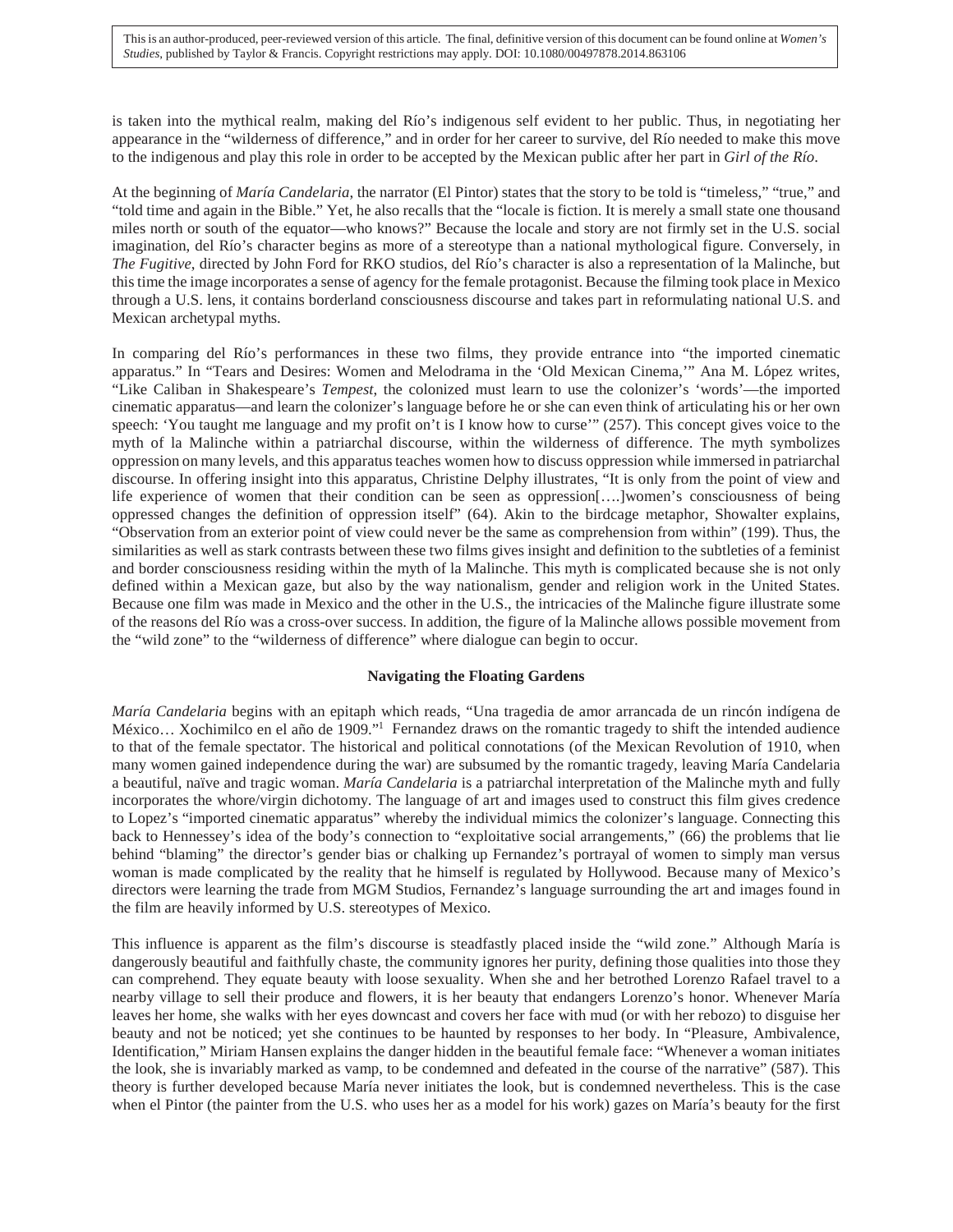is taken into the mythical realm, making del Río's indigenous self evident to her public. Thus, in negotiating her appearance in the "wilderness of difference," and in order for her career to survive, del Río needed to make this move to the indigenous and play this role in order to be accepted by the Mexican public after her part in *Girl of the Río*.

At the beginning of *María Candelaria*, the narrator (El Pintor) states that the story to be told is "timeless," "true," and "told time and again in the Bible." Yet, he also recalls that the "locale is fiction. It is merely a small state one thousand miles north or south of the equator—who knows?" Because the locale and story are not firmly set in the U.S. social imagination, del Río's character begins as more of a stereotype than a national mythological figure. Conversely, in *The Fugitive*, directed by John Ford for RKO studios, del Río's character is also a representation of la Malinche, but this time the image incorporates a sense of agency for the female protagonist. Because the filming took place in Mexico through a U.S. lens, it contains borderland consciousness discourse and takes part in reformulating national U.S. and Mexican archetypal myths.

In comparing del Río's performances in these two films, they provide entrance into "the imported cinematic apparatus." In "Tears and Desires: Women and Melodrama in the 'Old Mexican Cinema,'" Ana M. López writes, "Like Caliban in Shakespeare's *Tempest*, the colonized must learn to use the colonizer's 'words'—the imported cinematic apparatus—and learn the colonizer's language before he or she can even think of articulating his or her own speech: 'You taught me language and my profit on't is I know how to curse'" (257). This concept gives voice to the myth of la Malinche within a patriarchal discourse, within the wilderness of difference. The myth symbolizes oppression on many levels, and this apparatus teaches women how to discuss oppression while immersed in patriarchal discourse. In offering insight into this apparatus, Christine Delphy illustrates, "It is only from the point of view and life experience of women that their condition can be seen as oppression[….]women's consciousness of being oppressed changes the definition of oppression itself" (64). Akin to the birdcage metaphor, Showalter explains, "Observation from an exterior point of view could never be the same as comprehension from within" (199). Thus, the similarities as well as stark contrasts between these two films gives insight and definition to the subtleties of a feminist and border consciousness residing within the myth of la Malinche. This myth is complicated because she is not only defined within a Mexican gaze, but also by the way nationalism, gender and religion work in the United States. Because one film was made in Mexico and the other in the U.S., the intricacies of the Malinche figure illustrate some of the reasons del Río was a cross-over success. In addition, the figure of la Malinche allows possible movement from the "wild zone" to the "wilderness of difference" where dialogue can begin to occur.

### Navigating the Floating Gardens

*María Candelaria* begins with an epitaph which reads, "Una tragedia de amor arrancada de un rincón indígena de México… Xochimilco en el año de 1909."[1] Fernandez draws on the romantic tragedy to shift the intended audience to that of the female spectator. The historical and political connotations (of the Mexican Revolution of 1910, when many women gained independence during the war) are subsumed by the romantic tragedy, leaving María Candelaria a beautiful, naïve and tragic woman. *María Candelaria* is a patriarchal interpretation of the Malinche myth and fully incorporates the whore/virgin dichotomy. The language of art and images used to construct this film gives credence to Lopez's "imported cinematic apparatus" whereby the individual mimics the colonizer's language. Connecting this back to Hennessey's idea of the body's connection to "exploitative social arrangements," (66) the problems that lie behind "blaming" the director's gender bias or chalking up Fernandez's portrayal of women to simply man versus woman is made complicated by the reality that he himself is regulated by Hollywood. Because many of Mexico's directors were learning the trade from MGM Studios, Fernandez's language surrounding the art and images found in the film are heavily informed by U.S. stereotypes of Mexico.

This influence is apparent as the film's discourse is steadfastly placed inside the "wild zone." Although María is dangerously beautiful and faithfully chaste, the community ignores her purity, defining those qualities into those they can comprehend. They equate beauty with loose sexuality. When she and her betrothed Lorenzo Rafael travel to a nearby village to sell their produce and flowers, it is her beauty that endangers Lorenzo's honor. Whenever María leaves her home, she walks with her eyes downcast and covers her face with mud (or with her rebozo) to disguise her beauty and not be noticed; yet she continues to be haunted by responses to her body. In "Pleasure, Ambivalence, Identification," Miriam Hansen explains the danger hidden in the beautiful female face: "Whenever a woman initiates the look, she is invariably marked as vamp, to be condemned and defeated in the course of the narrative" (587). This theory is further developed because María never initiates the look, but is condemned nevertheless. This is the case when el Pintor (the painter from the U.S. who uses her as a model for his work) gazes on María's beauty for the first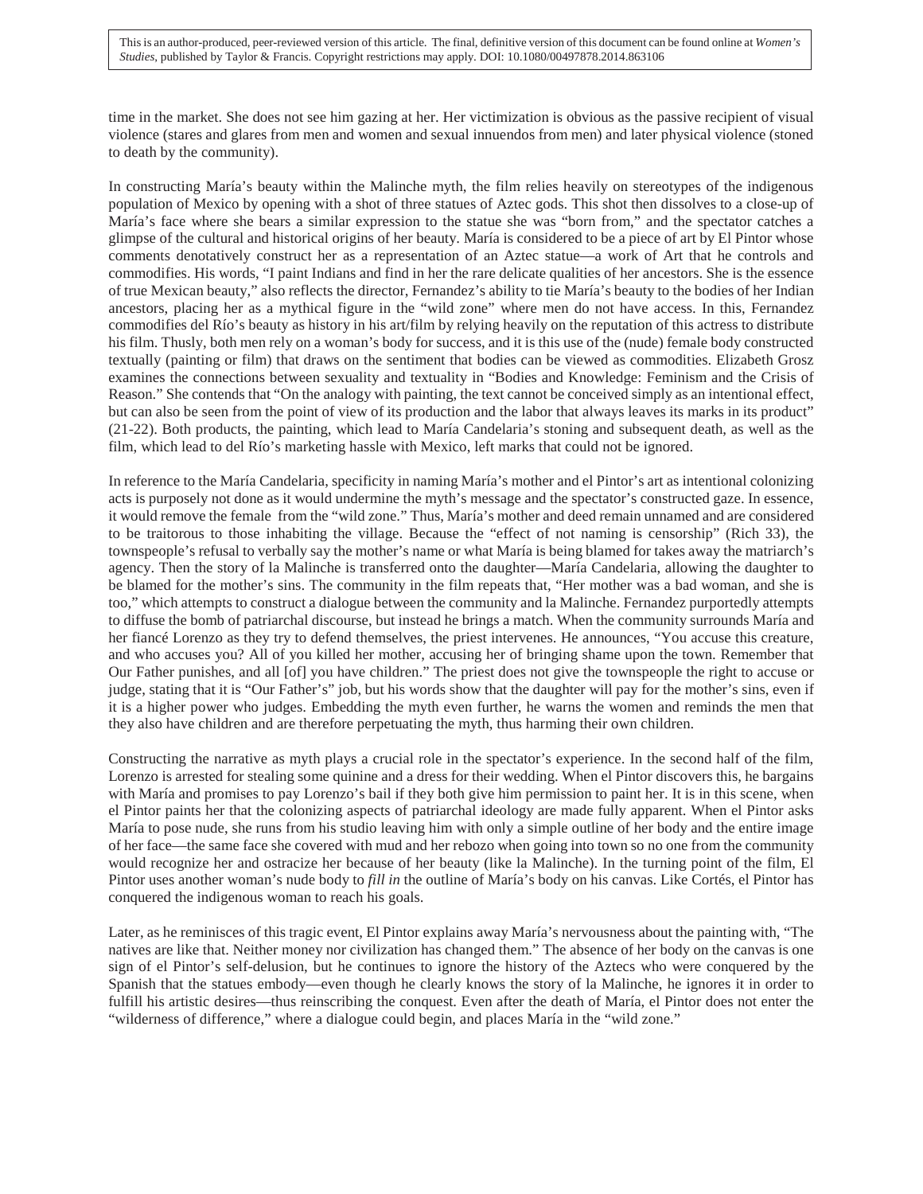time in the market. She does not see him gazing at her. Her victimization is obvious as the passive recipient of visual violence (stares and glares from men and women and sexual innuendos from men) and later physical violence (stoned to death by the community).

In constructing María's beauty within the Malinche myth, the film relies heavily on stereotypes of the indigenous population of Mexico by opening with a shot of three statues of Aztec gods. This shot then dissolves to a close-up of María's face where she bears a similar expression to the statue she was "born from," and the spectator catches a glimpse of the cultural and historical origins of her beauty. María is considered to be a piece of art by El Pintor whose comments denotatively construct her as a representation of an Aztec statue—a work of Art that he controls and commodifies. His words, "I paint Indians and find in her the rare delicate qualities of her ancestors. She is the essence of true Mexican beauty," also reflects the director, Fernandez's ability to tie María's beauty to the bodies of her Indian ancestors, placing her as a mythical figure in the "wild zone" where men do not have access. In this, Fernandez commodifies del Río's beauty as history in his art/film by relying heavily on the reputation of this actress to distribute his film. Thusly, both men rely on a woman's body for success, and it is this use of the (nude) female body constructed textually (painting or film) that draws on the sentiment that bodies can be viewed as commodities. Elizabeth Grosz examines the connections between sexuality and textuality in "Bodies and Knowledge: Feminism and the Crisis of Reason." She contends that "On the analogy with painting, the text cannot be conceived simply as an intentional effect, but can also be seen from the point of view of its production and the labor that always leaves its marks in its product" (21-22). Both products, the painting, which lead to María Candelaria's stoning and subsequent death, as well as the film, which lead to del Río's marketing hassle with Mexico, left marks that could not be ignored.

In reference to the María Candelaria, specificity in naming María's mother and el Pintor's art as intentional colonizing acts is purposely not done as it would undermine the myth's message and the spectator's constructed gaze. In essence, it would remove the female from the "wild zone." Thus, María's mother and deed remain unnamed and are considered to be traitorous to those inhabiting the village. Because the "effect of not naming is censorship" (Rich 33), the townspeople's refusal to verbally say the mother's name or what María is being blamed for takes away the matriarch's agency. Then the story of la Malinche is transferred onto the daughter—María Candelaria, allowing the daughter to be blamed for the mother's sins. The community in the film repeats that, "Her mother was a bad woman, and she is too," which attempts to construct a dialogue between the community and la Malinche. Fernandez purportedly attempts to diffuse the bomb of patriarchal discourse, but instead he brings a match. When the community surrounds María and her fiancé Lorenzo as they try to defend themselves, the priest intervenes. He announces, "You accuse this creature, and who accuses you? All of you killed her mother, accusing her of bringing shame upon the town. Remember that Our Father punishes, and all [of] you have children." The priest does not give the townspeople the right to accuse or judge, stating that it is "Our Father's" job, but his words show that the daughter will pay for the mother's sins, even if it is a higher power who judges. Embedding the myth even further, he warns the women and reminds the men that they also have children and are therefore perpetuating the myth, thus harming their own children.

Constructing the narrative as myth plays a crucial role in the spectator's experience. In the second half of the film, Lorenzo is arrested for stealing some quinine and a dress for their wedding. When el Pintor discovers this, he bargains with María and promises to pay Lorenzo's bail if they both give him permission to paint her. It is in this scene, when el Pintor paints her that the colonizing aspects of patriarchal ideology are made fully apparent. When el Pintor asks María to pose nude, she runs from his studio leaving him with only a simple outline of her body and the entire image of her face—the same face she covered with mud and her rebozo when going into town so no one from the community would recognize her and ostracize her because of her beauty (like la Malinche). In the turning point of the film, El Pintor uses another woman's nude body to *fill in* the outline of María's body on his canvas. Like Cortés, el Pintor has conquered the indigenous woman to reach his goals.

Later, as he reminisces of this tragic event, El Pintor explains away María's nervousness about the painting with, "The natives are like that. Neither money nor civilization has changed them." The absence of her body on the canvas is one sign of el Pintor's self-delusion, but he continues to ignore the history of the Aztecs who were conquered by the Spanish that the statues embody—even though he clearly knows the story of la Malinche, he ignores it in order to fulfill his artistic desires—thus reinscribing the conquest. Even after the death of María, el Pintor does not enter the "wilderness of difference," where a dialogue could begin, and places María in the "wild zone."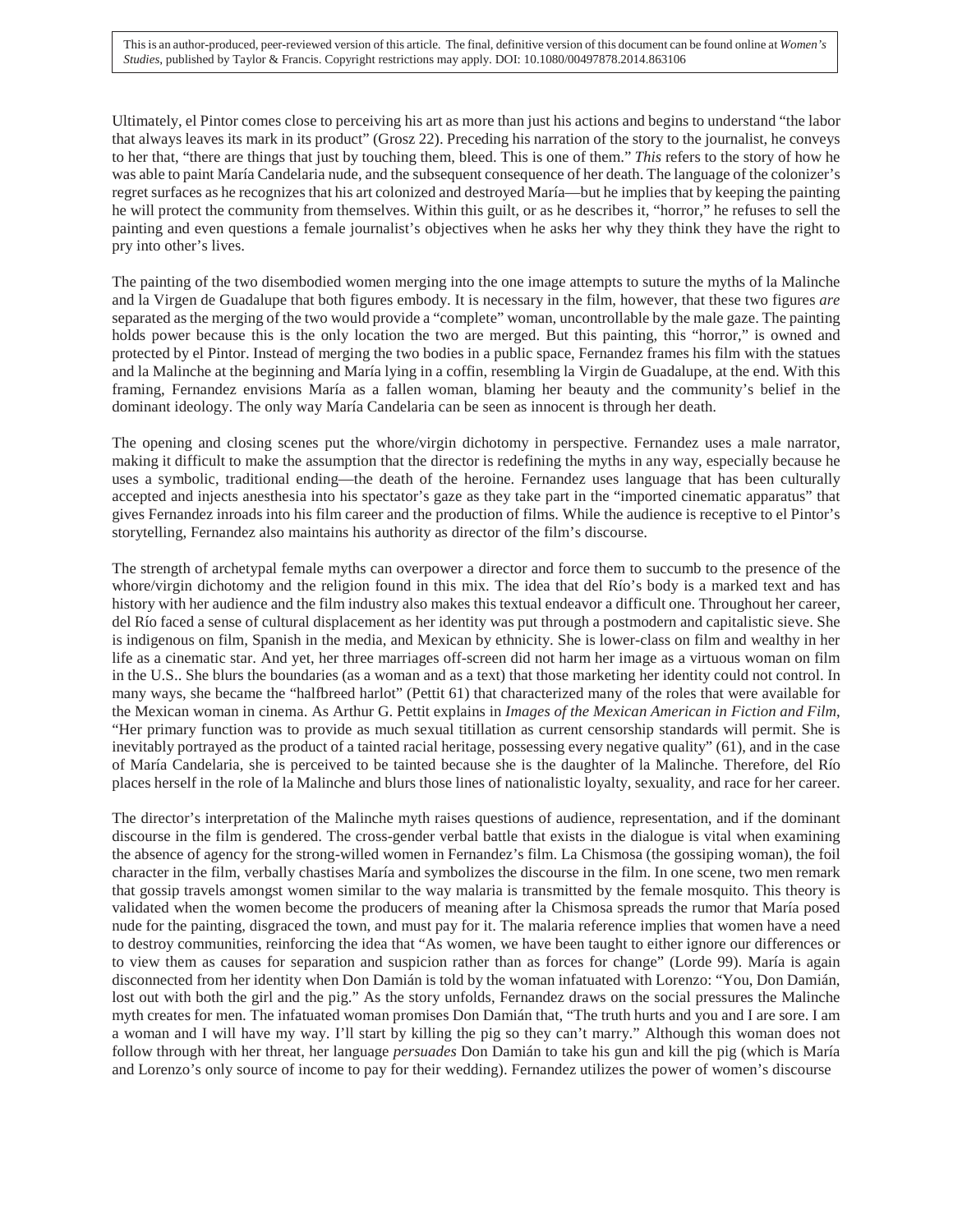Ultimately, el Pintor comes close to perceiving his art as more than just his actions and begins to understand "the labor that always leaves its mark in its product" (Grosz 22). Preceding his narration of the story to the journalist, he conveys to her that, "there are things that just by touching them, bleed. This is one of them." *This* refers to the story of how he was able to paint María Candelaria nude, and the subsequent consequence of her death. The language of the colonizer's regret surfaces as he recognizes that his art colonized and destroyed María—but he implies that by keeping the painting he will protect the community from themselves. Within this guilt, or as he describes it, "horror," he refuses to sell the painting and even questions a female journalist's objectives when he asks her why they think they have the right to pry into other's lives.

The painting of the two disembodied women merging into the one image attempts to suture the myths of la Malinche and la Virgen de Guadalupe that both figures embody. It is necessary in the film, however, that these two figures *are* separated as the merging of the two would provide a "complete" woman, uncontrollable by the male gaze. The painting holds power because this is the only location the two are merged. But this painting, this "horror," is owned and protected by el Pintor. Instead of merging the two bodies in a public space, Fernandez frames his film with the statues and la Malinche at the beginning and María lying in a coffin, resembling la Virgin de Guadalupe, at the end. With this framing, Fernandez envisions María as a fallen woman, blaming her beauty and the community's belief in the dominant ideology. The only way María Candelaria can be seen as innocent is through her death.

The opening and closing scenes put the whore/virgin dichotomy in perspective. Fernandez uses a male narrator, making it difficult to make the assumption that the director is redefining the myths in any way, especially because he uses a symbolic, traditional ending—the death of the heroine. Fernandez uses language that has been culturally accepted and injects anesthesia into his spectator's gaze as they take part in the "imported cinematic apparatus" that gives Fernandez inroads into his film career and the production of films. While the audience is receptive to el Pintor's storytelling, Fernandez also maintains his authority as director of the film's discourse.

The strength of archetypal female myths can overpower a director and force them to succumb to the presence of the whore/virgin dichotomy and the religion found in this mix. The idea that del Río's body is a marked text and has history with her audience and the film industry also makes this textual endeavor a difficult one. Throughout her career, del Río faced a sense of cultural displacement as her identity was put through a postmodern and capitalistic sieve. She is indigenous on film, Spanish in the media, and Mexican by ethnicity. She is lower-class on film and wealthy in her life as a cinematic star. And yet, her three marriages off-screen did not harm her image as a virtuous woman on film in the U.S.. She blurs the boundaries (as a woman and as a text) that those marketing her identity could not control. In many ways, she became the "halfbreed harlot" (Pettit 61) that characterized many of the roles that were available for the Mexican woman in cinema. As Arthur G. Pettit explains in *Images of the Mexican American in Fiction and Film*, "Her primary function was to provide as much sexual titillation as current censorship standards will permit. She is inevitably portrayed as the product of a tainted racial heritage, possessing every negative quality" (61), and in the case of María Candelaria, she is perceived to be tainted because she is the daughter of la Malinche. Therefore, del Río places herself in the role of la Malinche and blurs those lines of nationalistic loyalty, sexuality, and race for her career.

The director's interpretation of the Malinche myth raises questions of audience, representation, and if the dominant discourse in the film is gendered. The cross-gender verbal battle that exists in the dialogue is vital when examining the absence of agency for the strong-willed women in Fernandez's film. La Chismosa (the gossiping woman), the foil character in the film, verbally chastises María and symbolizes the discourse in the film. In one scene, two men remark that gossip travels amongst women similar to the way malaria is transmitted by the female mosquito. This theory is validated when the women become the producers of meaning after la Chismosa spreads the rumor that María posed nude for the painting, disgraced the town, and must pay for it. The malaria reference implies that women have a need to destroy communities, reinforcing the idea that "As women, we have been taught to either ignore our differences or to view them as causes for separation and suspicion rather than as forces for change" (Lorde 99). María is again disconnected from her identity when Don Damián is told by the woman infatuated with Lorenzo: "You, Don Damián, lost out with both the girl and the pig." As the story unfolds, Fernandez draws on the social pressures the Malinche myth creates for men. The infatuated woman promises Don Damián that, "The truth hurts and you and I are sore. I am a woman and I will have my way. I'll start by killing the pig so they can't marry." Although this woman does not follow through with her threat, her language *persuades* Don Damián to take his gun and kill the pig (which is María and Lorenzo's only source of income to pay for their wedding). Fernandez utilizes the power of women's discourse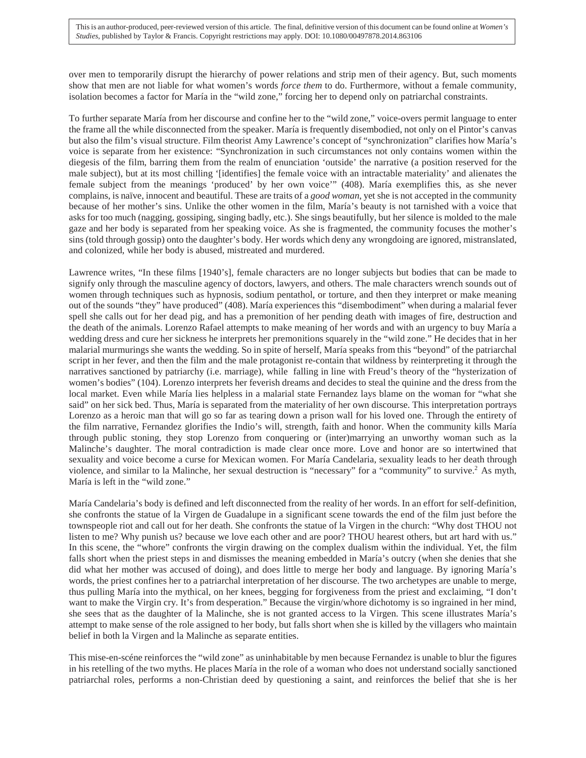over men to temporarily disrupt the hierarchy of power relations and strip men of their agency. But, such moments show that men are not liable for what women's words *force them* to do. Furthermore, without a female community, isolation becomes a factor for María in the "wild zone," forcing her to depend only on patriarchal constraints.

To further separate María from her discourse and confine her to the "wild zone," voice-overs permit language to enter the frame all the while disconnected from the speaker. María is frequently disembodied, not only on el Pintor's canvas but also the film's visual structure. Film theorist Amy Lawrence's concept of "synchronization" clarifies how María's voice is separate from her existence: "Synchronization in such circumstances not only contains women within the diegesis of the film, barring them from the realm of enunciation 'outside' the narrative (a position reserved for the male subject), but at its most chilling '[identifies] the female voice with an intractable materiality' and alienates the female subject from the meanings 'produced' by her own voice'" (408). María exemplifies this, as she never complains, is naïve, innocent and beautiful. These are traits of a *good woman*, yet she is not accepted in the community because of her mother's sins. Unlike the other women in the film, María's beauty is not tarnished with a voice that asks for too much (nagging, gossiping, singing badly, etc.). She sings beautifully, but her silence is molded to the male gaze and her body is separated from her speaking voice. As she is fragmented, the community focuses the mother's sins (told through gossip) onto the daughter's body. Her words which deny any wrongdoing are ignored, mistranslated, and colonized, while her body is abused, mistreated and murdered.

Lawrence writes, "In these films [1940's], female characters are no longer subjects but bodies that can be made to signify only through the masculine agency of doctors, lawyers, and others. The male characters wrench sounds out of women through techniques such as hypnosis, sodium pentathol, or torture, and then they interpret or make meaning out of the sounds "they" have produced" (408). María experiences this "disembodiment" when during a malarial fever spell she calls out for her dead pig, and has a premonition of her pending death with images of fire, destruction and the death of the animals. Lorenzo Rafael attempts to make meaning of her words and with an urgency to buy María a wedding dress and cure her sickness he interprets her premonitions squarely in the "wild zone." He decides that in her malarial murmurings she wants the wedding. So in spite of herself, María speaks from this "beyond" of the patriarchal script in her fever, and then the film and the male protagonist re-contain that wildness by reinterpreting it through the narratives sanctioned by patriarchy (i.e. marriage), while falling in line with Freud's theory of the "hysterization of women's bodies" (104). Lorenzo interprets her feverish dreams and decides to steal the quinine and the dress from the local market. Even while María lies helpless in a malarial state Fernandez lays blame on the woman for "what she said" on her sick bed. Thus, María is separated from the materiality of her own discourse. This interpretation portrays Lorenzo as a heroic man that will go so far as tearing down a prison wall for his loved one. Through the entirety of the film narrative, Fernandez glorifies the Indio's will, strength, faith and honor. When the community kills María through public stoning, they stop Lorenzo from conquering or (inter)marrying an unworthy woman such as la Malinche's daughter. The moral contradiction is made clear once more. Love and honor are so intertwined that sexuality and voice become a curse for Mexican women. For María Candelaria, sexuality leads to her death through violence, and similar to la Malinche, her sexual destruction is "necessary" for a "community" to survive.[2] As myth, María is left in the "wild zone."

María Candelaria's body is defined and left disconnected from the reality of her words. In an effort for self-definition, she confronts the statue of la Virgen de Guadalupe in a significant scene towards the end of the film just before the townspeople riot and call out for her death. She confronts the statue of la Virgen in the church: "Why dost THOU not listen to me? Why punish us? because we love each other and are poor? THOU hearest others, but art hard with us." In this scene, the "whore" confronts the virgin drawing on the complex dualism within the individual. Yet, the film falls short when the priest steps in and dismisses the meaning embedded in María's outcry (when she denies that she did what her mother was accused of doing), and does little to merge her body and language. By ignoring María's words, the priest confines her to a patriarchal interpretation of her discourse. The two archetypes are unable to merge, thus pulling María into the mythical, on her knees, begging for forgiveness from the priest and exclaiming, "I don't want to make the Virgin cry. It's from desperation." Because the virgin/whore dichotomy is so ingrained in her mind, she sees that as the daughter of la Malinche, she is not granted access to la Virgen. This scene illustrates María's attempt to make sense of the role assigned to her body, but falls short when she is killed by the villagers who maintain belief in both la Virgen and la Malinche as separate entities.

This mise-en-scéne reinforces the "wild zone" as uninhabitable by men because Fernandez is unable to blur the figures in his retelling of the two myths. He places María in the role of a woman who does not understand socially sanctioned patriarchal roles, performs a non-Christian deed by questioning a saint, and reinforces the belief that she is her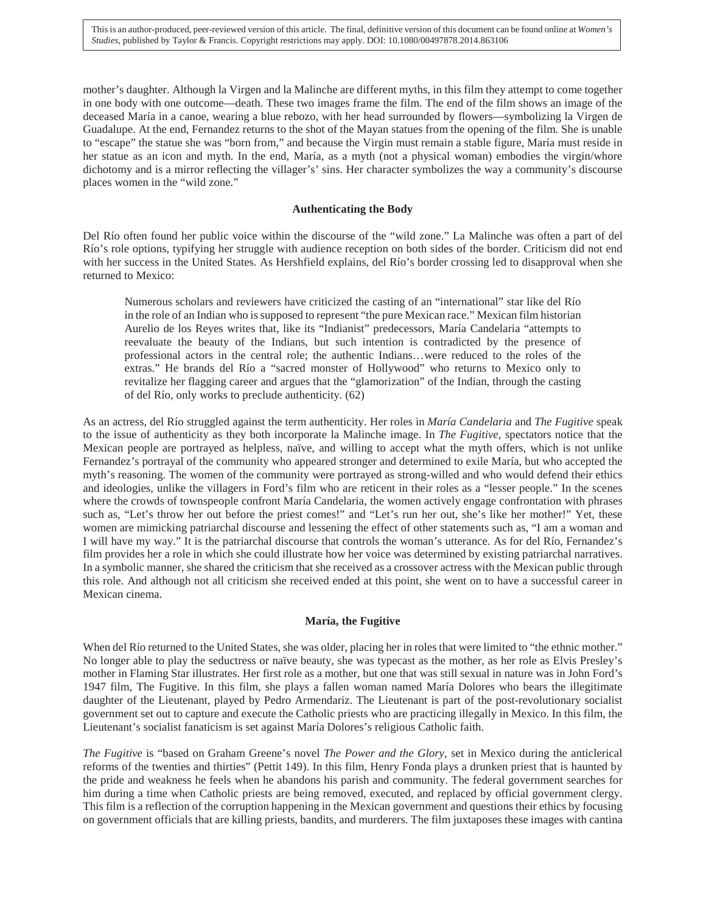mother's daughter. Although la Virgen and la Malinche are different myths, in this film they attempt to come together in one body with one outcome—death. These two images frame the film. The end of the film shows an image of the deceased María in a canoe, wearing a blue rebozo, with her head surrounded by flowers—symbolizing la Virgen de Guadalupe. At the end, Fernandez returns to the shot of the Mayan statues from the opening of the film. She is unable to "escape" the statue she was "born from," and because the Virgin must remain a stable figure, María must reside in her statue as an icon and myth. In the end, María, as a myth (not a physical woman) embodies the virgin/whore dichotomy and is a mirror reflecting the villager's' sins. Her character symbolizes the way a community's discourse places women in the "wild zone."

## Authenticating the Body

Del Río often found her public voice within the discourse of the "wild zone." La Malinche was often a part of del Río's role options, typifying her struggle with audience reception on both sides of the border. Criticism did not end with her success in the United States. As Hershfield explains, del Río's border crossing led to disapproval when she returned to Mexico:

> Numerous scholars and reviewers have criticized the casting of an "international" star like del Río in the role of an Indian who is supposed to represent "the pure Mexican race." Mexican film historian Aurelio de los Reyes writes that, like its "Indianist" predecessors, María Candelaria "attempts to reevaluate the beauty of the Indians, but such intention is contradicted by the presence of professional actors in the central role; the authentic Indians…were reduced to the roles of the extras." He brands del Río a "sacred monster of Hollywood" who returns to Mexico only to revitalize her flagging career and argues that the "glamorization" of the Indian, through the casting of del Río, only works to preclude authenticity. (62)

As an actress, del Río struggled against the term authenticity. Her roles in *María Candelaria* and *The Fugitive* speak to the issue of authenticity as they both incorporate la Malinche image. In *The Fugitive*, spectators notice that the Mexican people are portrayed as helpless, naïve, and willing to accept what the myth offers, which is not unlike Fernandez's portrayal of the community who appeared stronger and determined to exile María, but who accepted the myth's reasoning. The women of the community were portrayed as strong-willed and who would defend their ethics and ideologies, unlike the villagers in Ford's film who are reticent in their roles as a "lesser people." In the scenes where the crowds of townspeople confront María Candelaria, the women actively engage confrontation with phrases such as, "Let's throw her out before the priest comes!" and "Let's run her out, she's like her mother!" Yet, these women are mimicking patriarchal discourse and lessening the effect of other statements such as, "I am a woman and I will have my way." It is the patriarchal discourse that controls the woman's utterance. As for del Río, Fernandez's film provides her a role in which she could illustrate how her voice was determined by existing patriarchal narratives. In a symbolic manner, she shared the criticism that she received as a crossover actress with the Mexican public through this role. And although not all criticism she received ended at this point, she went on to have a successful career in Mexican cinema.

## María, the Fugitive

When del Río returned to the United States, she was older, placing her in roles that were limited to "the ethnic mother." No longer able to play the seductress or naïve beauty, she was typecast as the mother, as her role as Elvis Presley's mother in Flaming Star illustrates. Her first role as a mother, but one that was still sexual in nature was in John Ford's 1947 film, The Fugitive. In this film, she plays a fallen woman named María Dolores who bears the illegitimate daughter of the Lieutenant, played by Pedro Armendariz. The Lieutenant is part of the post-revolutionary socialist government set out to capture and execute the Catholic priests who are practicing illegally in Mexico. In this film, the Lieutenant's socialist fanaticism is set against María Dolores's religious Catholic faith.

*The Fugitive* is "based on Graham Greene's novel *The Power and the Glory*, set in Mexico during the anticlerical reforms of the twenties and thirties" (Pettit 149). In this film, Henry Fonda plays a drunken priest that is haunted by the pride and weakness he feels when he abandons his parish and community. The federal government searches for him during a time when Catholic priests are being removed, executed, and replaced by official government clergy. This film is a reflection of the corruption happening in the Mexican government and questions their ethics by focusing on government officials that are killing priests, bandits, and murderers. The film juxtaposes these images with cantina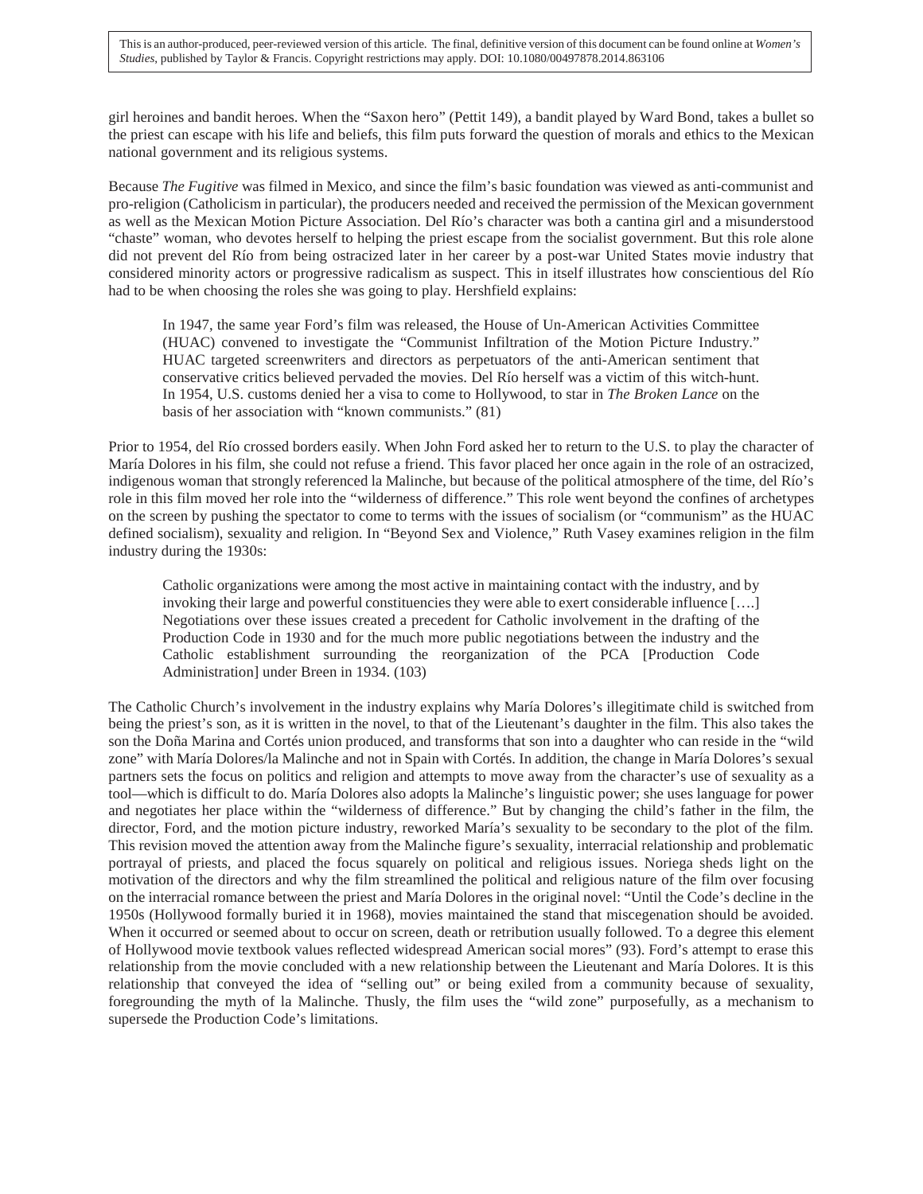girl heroines and bandit heroes. When the "Saxon hero" (Pettit 149), a bandit played by Ward Bond, takes a bullet so the priest can escape with his life and beliefs, this film puts forward the question of morals and ethics to the Mexican national government and its religious systems.

Because *The Fugitive* was filmed in Mexico, and since the film's basic foundation was viewed as anti-communist and pro-religion (Catholicism in particular), the producers needed and received the permission of the Mexican government as well as the Mexican Motion Picture Association. Del Río's character was both a cantina girl and a misunderstood "chaste" woman, who devotes herself to helping the priest escape from the socialist government. But this role alone did not prevent del Río from being ostracized later in her career by a post-war United States movie industry that considered minority actors or progressive radicalism as suspect. This in itself illustrates how conscientious del Río had to be when choosing the roles she was going to play. Hershfield explains:

> In 1947, the same year Ford's film was released, the House of Un-American Activities Committee (HUAC) convened to investigate the "Communist Infiltration of the Motion Picture Industry." HUAC targeted screenwriters and directors as perpetuators of the anti-American sentiment that conservative critics believed pervaded the movies. Del Río herself was a victim of this witch-hunt. In 1954, U.S. customs denied her a visa to come to Hollywood, to star in *The Broken Lance* on the basis of her association with "known communists." (81)

Prior to 1954, del Río crossed borders easily. When John Ford asked her to return to the U.S. to play the character of María Dolores in his film, she could not refuse a friend. This favor placed her once again in the role of an ostracized, indigenous woman that strongly referenced la Malinche, but because of the political atmosphere of the time, del Río's role in this film moved her role into the "wilderness of difference." This role went beyond the confines of archetypes on the screen by pushing the spectator to come to terms with the issues of socialism (or "communism" as the HUAC defined socialism), sexuality and religion. In "Beyond Sex and Violence," Ruth Vasey examines religion in the film industry during the 1930s:

> Catholic organizations were among the most active in maintaining contact with the industry, and by invoking their large and powerful constituencies they were able to exert considerable influence [….] Negotiations over these issues created a precedent for Catholic involvement in the drafting of the Production Code in 1930 and for the much more public negotiations between the industry and the Catholic establishment surrounding the reorganization of the PCA [Production Code Administration] under Breen in 1934. (103)

The Catholic Church's involvement in the industry explains why María Dolores's illegitimate child is switched from being the priest's son, as it is written in the novel, to that of the Lieutenant's daughter in the film. This also takes the son the Doña Marina and Cortés union produced, and transforms that son into a daughter who can reside in the "wild zone" with María Dolores/la Malinche and not in Spain with Cortés. In addition, the change in María Dolores's sexual partners sets the focus on politics and religion and attempts to move away from the character's use of sexuality as a tool—which is difficult to do. María Dolores also adopts la Malinche's linguistic power; she uses language for power and negotiates her place within the "wilderness of difference." But by changing the child's father in the film, the director, Ford, and the motion picture industry, reworked María's sexuality to be secondary to the plot of the film. This revision moved the attention away from the Malinche figure's sexuality, interracial relationship and problematic portrayal of priests, and placed the focus squarely on political and religious issues. Noriega sheds light on the motivation of the directors and why the film streamlined the political and religious nature of the film over focusing on the interracial romance between the priest and María Dolores in the original novel: "Until the Code's decline in the 1950s (Hollywood formally buried it in 1968), movies maintained the stand that miscegenation should be avoided. When it occurred or seemed about to occur on screen, death or retribution usually followed. To a degree this element of Hollywood movie textbook values reflected widespread American social mores" (93). Ford's attempt to erase this relationship from the movie concluded with a new relationship between the Lieutenant and María Dolores. It is this relationship that conveyed the idea of "selling out" or being exiled from a community because of sexuality, foregrounding the myth of la Malinche. Thusly, the film uses the "wild zone" purposefully, as a mechanism to supersede the Production Code's limitations.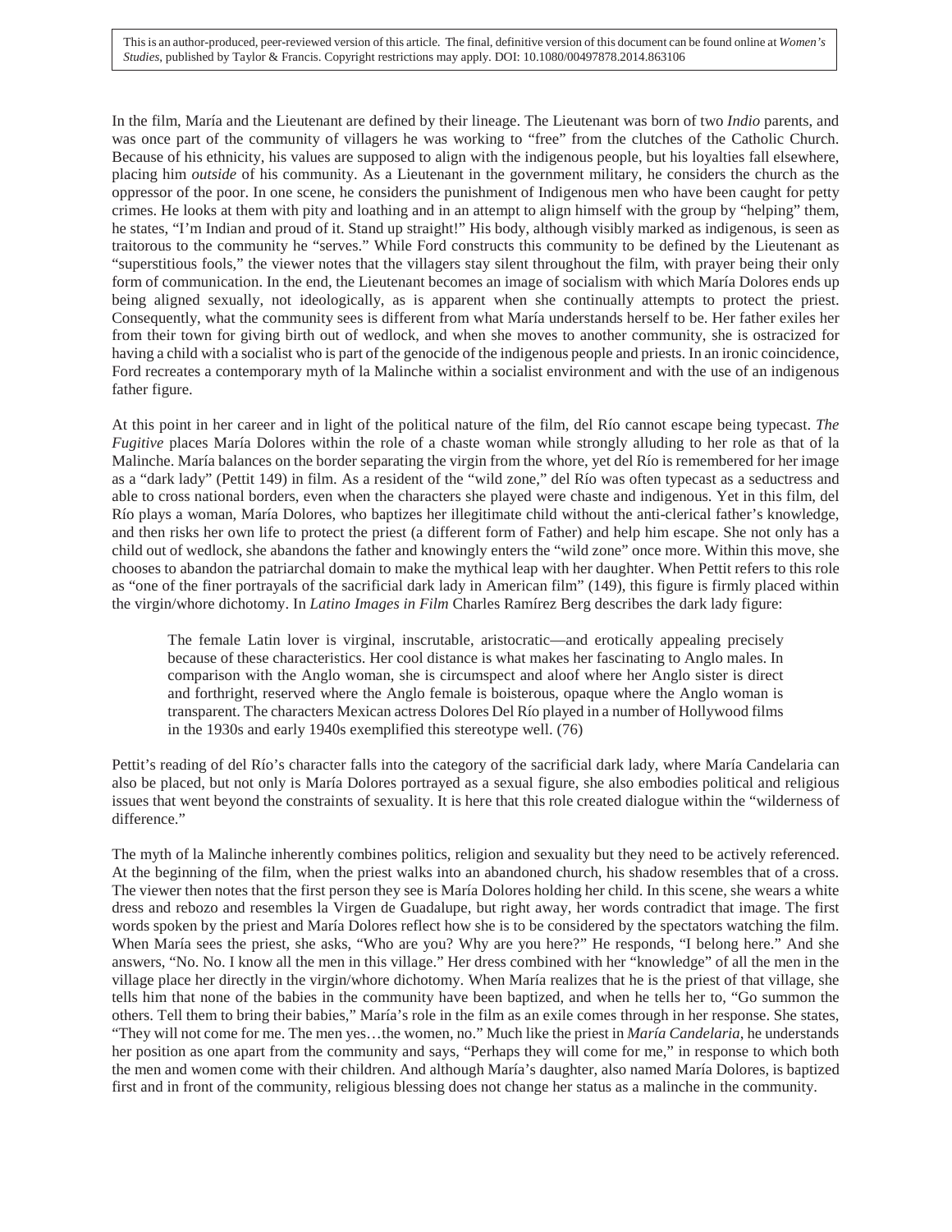In the film, María and the Lieutenant are defined by their lineage. The Lieutenant was born of two *Indio* parents, and was once part of the community of villagers he was working to "free" from the clutches of the Catholic Church. Because of his ethnicity, his values are supposed to align with the indigenous people, but his loyalties fall elsewhere, placing him *outside* of his community. As a Lieutenant in the government military, he considers the church as the oppressor of the poor. In one scene, he considers the punishment of Indigenous men who have been caught for petty crimes. He looks at them with pity and loathing and in an attempt to align himself with the group by "helping" them, he states, "I'm Indian and proud of it. Stand up straight!" His body, although visibly marked as indigenous, is seen as traitorous to the community he "serves." While Ford constructs this community to be defined by the Lieutenant as "superstitious fools," the viewer notes that the villagers stay silent throughout the film, with prayer being their only form of communication. In the end, the Lieutenant becomes an image of socialism with which María Dolores ends up being aligned sexually, not ideologically, as is apparent when she continually attempts to protect the priest. Consequently, what the community sees is different from what María understands herself to be. Her father exiles her from their town for giving birth out of wedlock, and when she moves to another community, she is ostracized for having a child with a socialist who is part of the genocide of the indigenous people and priests. In an ironic coincidence, Ford recreates a contemporary myth of la Malinche within a socialist environment and with the use of an indigenous father figure.

At this point in her career and in light of the political nature of the film, del Río cannot escape being typecast. *The Fugitive* places María Dolores within the role of a chaste woman while strongly alluding to her role as that of la Malinche. María balances on the border separating the virgin from the whore, yet del Río is remembered for her image as a "dark lady" (Pettit 149) in film. As a resident of the "wild zone," del Río was often typecast as a seductress and able to cross national borders, even when the characters she played were chaste and indigenous. Yet in this film, del Río plays a woman, María Dolores, who baptizes her illegitimate child without the anti-clerical father's knowledge, and then risks her own life to protect the priest (a different form of Father) and help him escape. She not only has a child out of wedlock, she abandons the father and knowingly enters the "wild zone" once more. Within this move, she chooses to abandon the patriarchal domain to make the mythical leap with her daughter. When Pettit refers to this role as "one of the finer portrayals of the sacrificial dark lady in American film" (149), this figure is firmly placed within the virgin/whore dichotomy. In *Latino Images in Film* Charles Ramírez Berg describes the dark lady figure:

> The female Latin lover is virginal, inscrutable, aristocratic—and erotically appealing precisely because of these characteristics. Her cool distance is what makes her fascinating to Anglo males. In comparison with the Anglo woman, she is circumspect and aloof where her Anglo sister is direct and forthright, reserved where the Anglo female is boisterous, opaque where the Anglo woman is transparent. The characters Mexican actress Dolores Del Río played in a number of Hollywood films in the 1930s and early 1940s exemplified this stereotype well. (76)

Pettit's reading of del Río's character falls into the category of the sacrificial dark lady, where María Candelaria can also be placed, but not only is María Dolores portrayed as a sexual figure, she also embodies political and religious issues that went beyond the constraints of sexuality. It is here that this role created dialogue within the "wilderness of difference."

The myth of la Malinche inherently combines politics, religion and sexuality but they need to be actively referenced. At the beginning of the film, when the priest walks into an abandoned church, his shadow resembles that of a cross. The viewer then notes that the first person they see is María Dolores holding her child. In this scene, she wears a white dress and rebozo and resembles la Virgen de Guadalupe, but right away, her words contradict that image. The first words spoken by the priest and María Dolores reflect how she is to be considered by the spectators watching the film. When María sees the priest, she asks, "Who are you? Why are you here?" He responds, "I belong here." And she answers, "No. No. I know all the men in this village." Her dress combined with her "knowledge" of all the men in the village place her directly in the virgin/whore dichotomy. When María realizes that he is the priest of that village, she tells him that none of the babies in the community have been baptized, and when he tells her to, "Go summon the others. Tell them to bring their babies," María's role in the film as an exile comes through in her response. She states, "They will not come for me. The men yes…the women, no." Much like the priest in *María Candelaria*, he understands her position as one apart from the community and says, "Perhaps they will come for me," in response to which both the men and women come with their children. And although María's daughter, also named María Dolores, is baptized first and in front of the community, religious blessing does not change her status as a malinche in the community.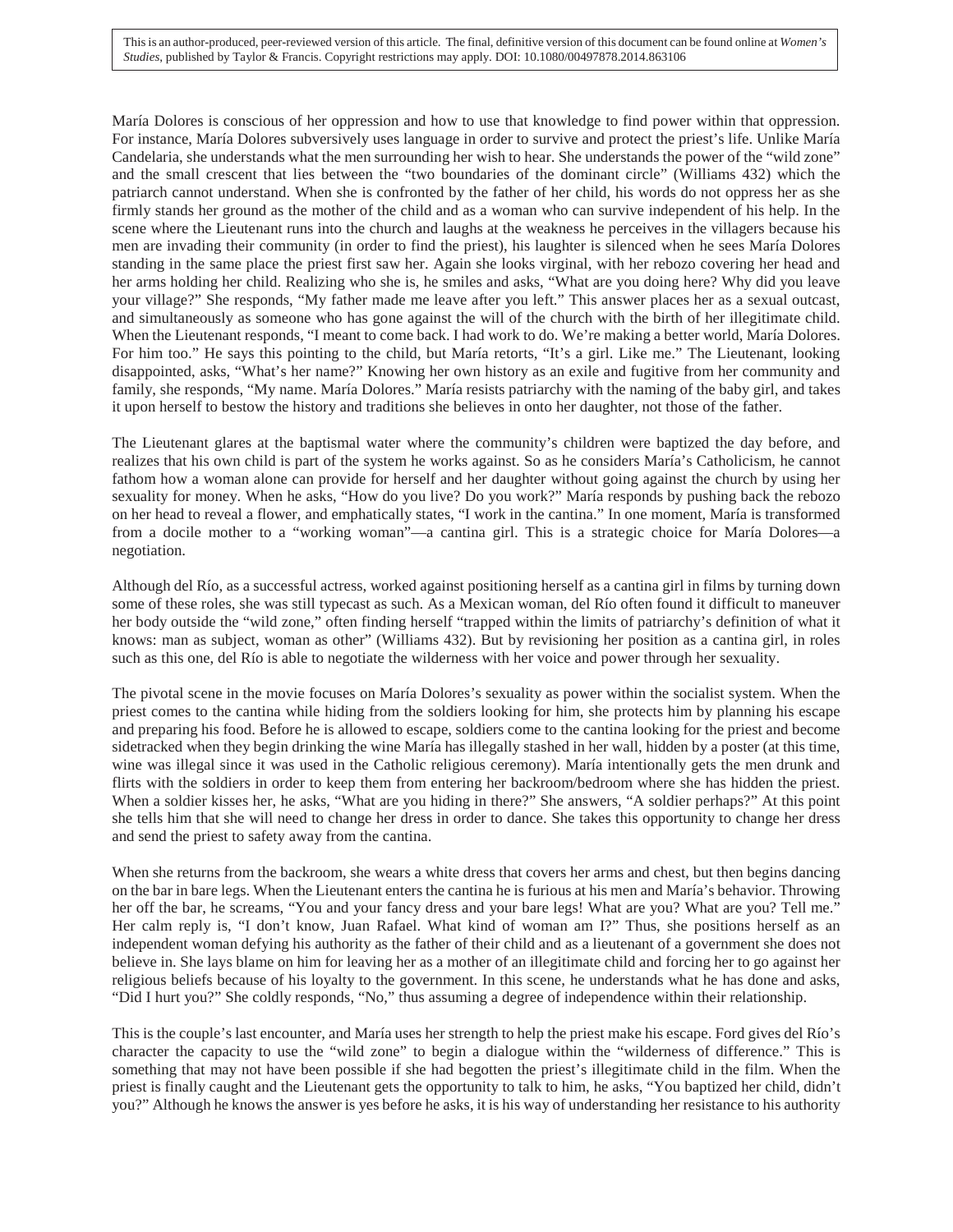María Dolores is conscious of her oppression and how to use that knowledge to find power within that oppression. For instance, María Dolores subversively uses language in order to survive and protect the priest's life. Unlike María Candelaria, she understands what the men surrounding her wish to hear. She understands the power of the "wild zone" and the small crescent that lies between the "two boundaries of the dominant circle" (Williams 432) which the patriarch cannot understand. When she is confronted by the father of her child, his words do not oppress her as she firmly stands her ground as the mother of the child and as a woman who can survive independent of his help. In the scene where the Lieutenant runs into the church and laughs at the weakness he perceives in the villagers because his men are invading their community (in order to find the priest), his laughter is silenced when he sees María Dolores standing in the same place the priest first saw her. Again she looks virginal, with her rebozo covering her head and her arms holding her child. Realizing who she is, he smiles and asks, "What are you doing here? Why did you leave your village?" She responds, "My father made me leave after you left." This answer places her as a sexual outcast, and simultaneously as someone who has gone against the will of the church with the birth of her illegitimate child. When the Lieutenant responds, "I meant to come back. I had work to do. We're making a better world, María Dolores. For him too." He says this pointing to the child, but María retorts, "It's a girl. Like me." The Lieutenant, looking disappointed, asks, "What's her name?" Knowing her own history as an exile and fugitive from her community and family, she responds, "My name. María Dolores." María resists patriarchy with the naming of the baby girl, and takes it upon herself to bestow the history and traditions she believes in onto her daughter, not those of the father.

The Lieutenant glares at the baptismal water where the community's children were baptized the day before, and realizes that his own child is part of the system he works against. So as he considers María's Catholicism, he cannot fathom how a woman alone can provide for herself and her daughter without going against the church by using her sexuality for money. When he asks, "How do you live? Do you work?" María responds by pushing back the rebozo on her head to reveal a flower, and emphatically states, "I work in the cantina." In one moment, María is transformed from a docile mother to a "working woman"—a cantina girl. This is a strategic choice for María Dolores—a negotiation.

Although del Río, as a successful actress, worked against positioning herself as a cantina girl in films by turning down some of these roles, she was still typecast as such. As a Mexican woman, del Río often found it difficult to maneuver her body outside the "wild zone," often finding herself "trapped within the limits of patriarchy's definition of what it knows: man as subject, woman as other" (Williams 432). But by revisioning her position as a cantina girl, in roles such as this one, del Río is able to negotiate the wilderness with her voice and power through her sexuality.

The pivotal scene in the movie focuses on María Dolores's sexuality as power within the socialist system. When the priest comes to the cantina while hiding from the soldiers looking for him, she protects him by planning his escape and preparing his food. Before he is allowed to escape, soldiers come to the cantina looking for the priest and become sidetracked when they begin drinking the wine María has illegally stashed in her wall, hidden by a poster (at this time, wine was illegal since it was used in the Catholic religious ceremony). María intentionally gets the men drunk and flirts with the soldiers in order to keep them from entering her backroom/bedroom where she has hidden the priest. When a soldier kisses her, he asks, "What are you hiding in there?" She answers, "A soldier perhaps?" At this point she tells him that she will need to change her dress in order to dance. She takes this opportunity to change her dress and send the priest to safety away from the cantina.

When she returns from the backroom, she wears a white dress that covers her arms and chest, but then begins dancing on the bar in bare legs. When the Lieutenant enters the cantina he is furious at his men and María's behavior. Throwing her off the bar, he screams, "You and your fancy dress and your bare legs! What are you? What are you? Tell me." Her calm reply is, "I don't know, Juan Rafael. What kind of woman am I?" Thus, she positions herself as an independent woman defying his authority as the father of their child and as a lieutenant of a government she does not believe in. She lays blame on him for leaving her as a mother of an illegitimate child and forcing her to go against her religious beliefs because of his loyalty to the government. In this scene, he understands what he has done and asks, "Did I hurt you?" She coldly responds, "No," thus assuming a degree of independence within their relationship.

This is the couple's last encounter, and María uses her strength to help the priest make his escape. Ford gives del Río's character the capacity to use the "wild zone" to begin a dialogue within the "wilderness of difference." This is something that may not have been possible if she had begotten the priest's illegitimate child in the film. When the priest is finally caught and the Lieutenant gets the opportunity to talk to him, he asks, "You baptized her child, didn't you?" Although he knows the answer is yes before he asks, it is his way of understanding her resistance to his authority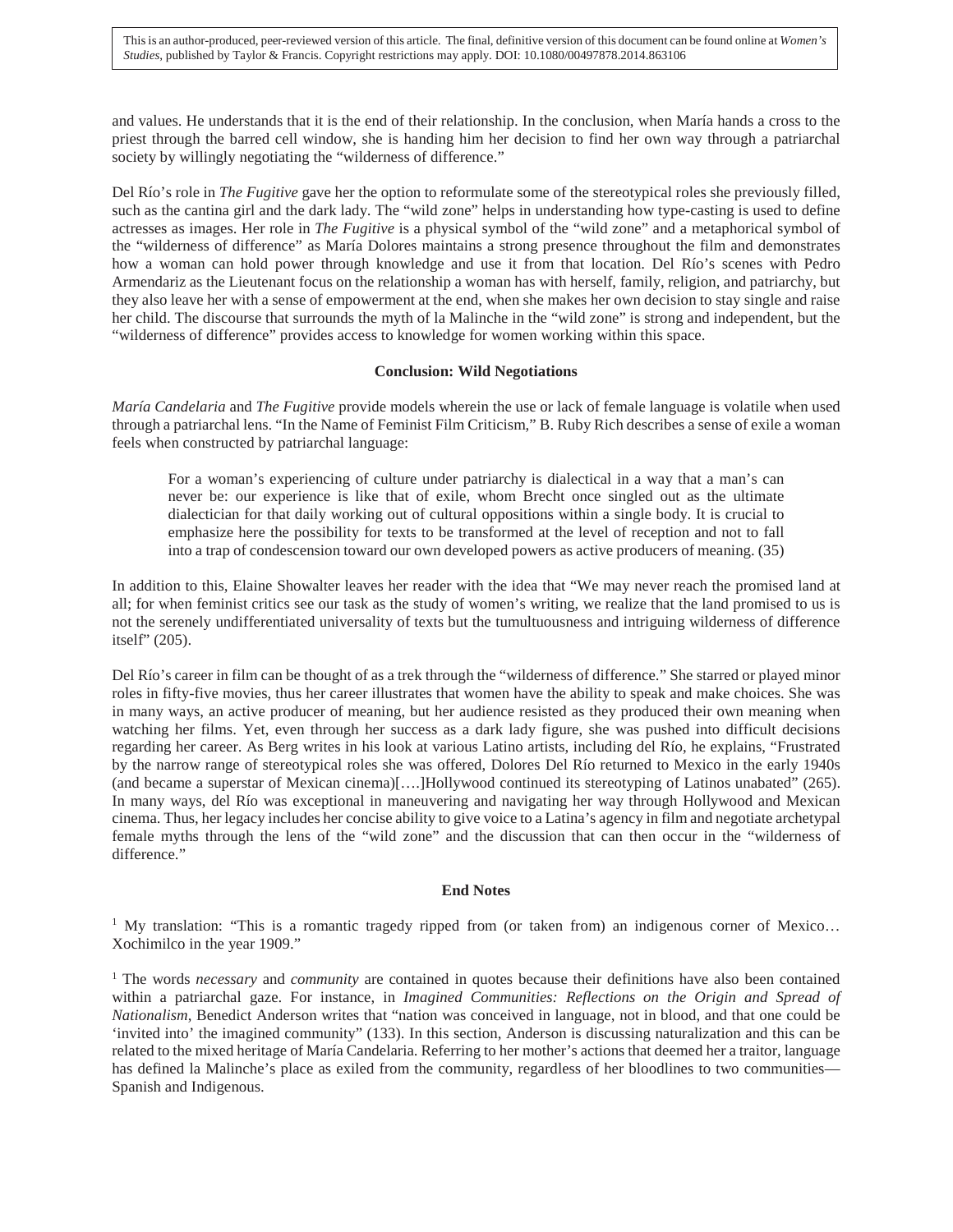and values. He understands that it is the end of their relationship. In the conclusion, when María hands a cross to the priest through the barred cell window, she is handing him her decision to find her own way through a patriarchal society by willingly negotiating the "wilderness of difference."

Del Río's role in *The Fugitive* gave her the option to reformulate some of the stereotypical roles she previously filled, such as the cantina girl and the dark lady. The "wild zone" helps in understanding how type-casting is used to define actresses as images. Her role in *The Fugitive* is a physical symbol of the "wild zone" and a metaphorical symbol of the "wilderness of difference" as María Dolores maintains a strong presence throughout the film and demonstrates how a woman can hold power through knowledge and use it from that location. Del Río's scenes with Pedro Armendariz as the Lieutenant focus on the relationship a woman has with herself, family, religion, and patriarchy, but they also leave her with a sense of empowerment at the end, when she makes her own decision to stay single and raise her child. The discourse that surrounds the myth of la Malinche in the "wild zone" is strong and independent, but the "wilderness of difference" provides access to knowledge for women working within this space.

### Conclusion: Wild Negotiations

*María Candelaria* and *The Fugitive* provide models wherein the use or lack of female language is volatile when used through a patriarchal lens. "In the Name of Feminist Film Criticism," B. Ruby Rich describes a sense of exile a woman feels when constructed by patriarchal language:

> For a woman's experiencing of culture under patriarchy is dialectical in a way that a man's can never be: our experience is like that of exile, whom Brecht once singled out as the ultimate dialectician for that daily working out of cultural oppositions within a single body. It is crucial to emphasize here the possibility for texts to be transformed at the level of reception and not to fall into a trap of condescension toward our own developed powers as active producers of meaning. (35)

In addition to this, Elaine Showalter leaves her reader with the idea that "We may never reach the promised land at all; for when feminist critics see our task as the study of women's writing, we realize that the land promised to us is not the serenely undifferentiated universality of texts but the tumultuousness and intriguing wilderness of difference itself" (205).

Del Río's career in film can be thought of as a trek through the "wilderness of difference." She starred or played minor roles in fifty-five movies, thus her career illustrates that women have the ability to speak and make choices. She was in many ways, an active producer of meaning, but her audience resisted as they produced their own meaning when watching her films. Yet, even through her success as a dark lady figure, she was pushed into difficult decisions regarding her career. As Berg writes in his look at various Latino artists, including del Río, he explains, "Frustrated by the narrow range of stereotypical roles she was offered, Dolores Del Río returned to Mexico in the early 1940s (and became a superstar of Mexican cinema)[….]Hollywood continued its stereotyping of Latinos unabated" (265). In many ways, del Río was exceptional in maneuvering and navigating her way through Hollywood and Mexican cinema. Thus, her legacy includes her concise ability to give voice to a Latina's agency in film and negotiate archetypal female myths through the lens of the "wild zone" and the discussion that can then occur in the "wilderness of difference."

### End Notes

[1] My translation: "This is a romantic tragedy ripped from (or taken from) an indigenous corner of Mexico… Xochimilco in the year 1909."

[1] The words *necessary* and *community* are contained in quotes because their definitions have also been contained within a patriarchal gaze. For instance, in *Imagined Communities: Reflections on the Origin and Spread of Nationalism*, Benedict Anderson writes that "nation was conceived in language, not in blood, and that one could be 'invited into' the imagined community" (133). In this section, Anderson is discussing naturalization and this can be related to the mixed heritage of María Candelaria. Referring to her mother's actions that deemed her a traitor, language has defined la Malinche's place as exiled from the community, regardless of her bloodlines to two communities—Spanish and Indigenous.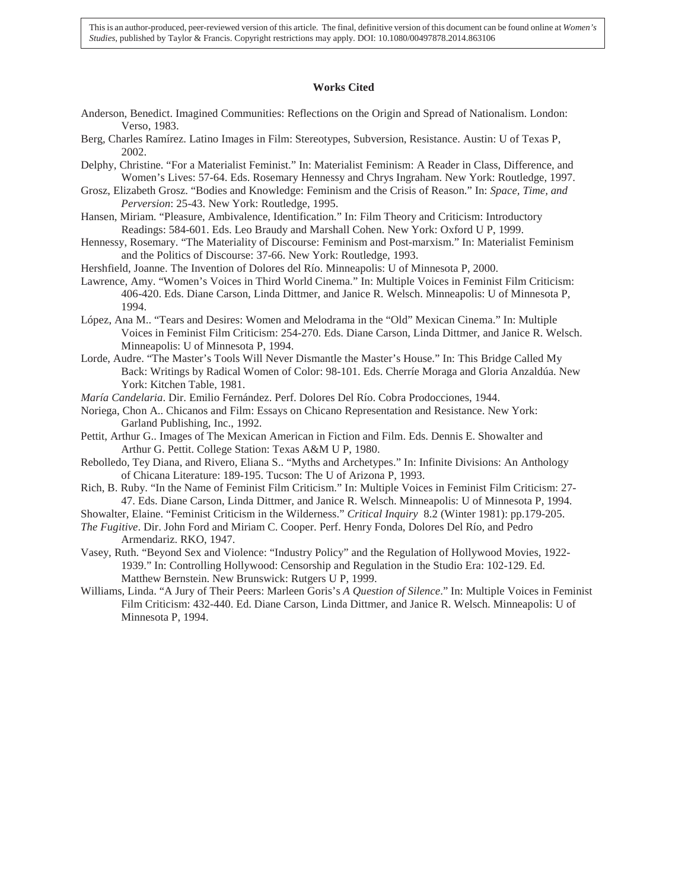This is an author-produced, peer-reviewed version of this article. The final, definitive version of this document can be found online at *Women's Studies*, published by Taylor & Francis. Copyright restrictions may apply. DOI: 10.1080/00497878.2014.863106

## Works Cited

Anderson, Benedict. Imagined Communities: Reflections on the Origin and Spread of Nationalism. London: Verso, 1983.

Berg, Charles Ramírez. Latino Images in Film: Stereotypes, Subversion, Resistance. Austin: U of Texas P, 2002.

Delphy, Christine. "For a Materialist Feminist." In: Materialist Feminism: A Reader in Class, Difference, and Women's Lives: 57-64. Eds. Rosemary Hennessy and Chrys Ingraham. New York: Routledge, 1997.

Grosz, Elizabeth Grosz. "Bodies and Knowledge: Feminism and the Crisis of Reason." In: *Space, Time, and Perversion*: 25-43. New York: Routledge, 1995.

Hansen, Miriam. "Pleasure, Ambivalence, Identification." In: Film Theory and Criticism: Introductory Readings: 584-601. Eds. Leo Braudy and Marshall Cohen. New York: Oxford U P, 1999.

Hennessy, Rosemary. "The Materiality of Discourse: Feminism and Post-marxism." In: Materialist Feminism and the Politics of Discourse: 37-66. New York: Routledge, 1993.

Hershfield, Joanne. The Invention of Dolores del Río. Minneapolis: U of Minnesota P, 2000.

Lawrence, Amy. "Women's Voices in Third World Cinema." In: Multiple Voices in Feminist Film Criticism: 406-420. Eds. Diane Carson, Linda Dittmer, and Janice R. Welsch. Minneapolis: U of Minnesota P, 1994.

López, Ana M.. "Tears and Desires: Women and Melodrama in the "Old" Mexican Cinema." In: Multiple Voices in Feminist Film Criticism: 254-270. Eds. Diane Carson, Linda Dittmer, and Janice R. Welsch. Minneapolis: U of Minnesota P, 1994.

Lorde, Audre. "The Master's Tools Will Never Dismantle the Master's House." In: This Bridge Called My Back: Writings by Radical Women of Color: 98-101. Eds. Cherríe Moraga and Gloria Anzaldúa. New York: Kitchen Table, 1981.

*María Candelaria*. Dir. Emilio Fernández. Perf. Dolores Del Río. Cobra Prodocciones, 1944.

Noriega, Chon A.. Chicanos and Film: Essays on Chicano Representation and Resistance. New York: Garland Publishing, Inc., 1992.

Pettit, Arthur G.. Images of The Mexican American in Fiction and Film. Eds. Dennis E. Showalter and Arthur G. Pettit. College Station: Texas A&M U P, 1980.

Rebolledo, Tey Diana, and Rivero, Eliana S.. "Myths and Archetypes." In: Infinite Divisions: An Anthology of Chicana Literature: 189-195. Tucson: The U of Arizona P, 1993.

Rich, B. Ruby. "In the Name of Feminist Film Criticism." In: Multiple Voices in Feminist Film Criticism: 27-47. Eds. Diane Carson, Linda Dittmer, and Janice R. Welsch. Minneapolis: U of Minnesota P, 1994.

Showalter, Elaine. "Feminist Criticism in the Wilderness." *Critical Inquiry* 8.2 (Winter 1981): pp.179-205.

*The Fugitive*. Dir. John Ford and Miriam C. Cooper. Perf. Henry Fonda, Dolores Del Río, and Pedro Armendariz. RKO, 1947.

Vasey, Ruth. "Beyond Sex and Violence: "Industry Policy" and the Regulation of Hollywood Movies, 1922-1939." In: Controlling Hollywood: Censorship and Regulation in the Studio Era: 102-129. Ed. Matthew Bernstein. New Brunswick: Rutgers U P, 1999.

Williams, Linda. "A Jury of Their Peers: Marleen Goris's *A Question of Silence*." In: Multiple Voices in Feminist Film Criticism: 432-440. Ed. Diane Carson, Linda Dittmer, and Janice R. Welsch. Minneapolis: U of Minnesota P, 1994.